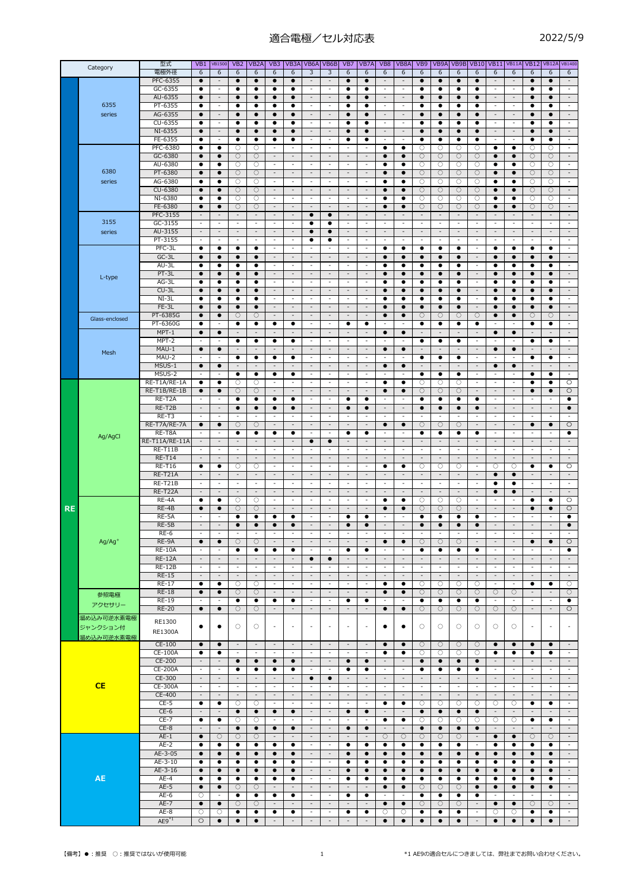# 適合電極／セル対応表

2022/5/9

| Category | 型式 | VB1 | VB1500 | VB2 | VB2A | VB3 | VB3A | VB6A | VB6B | VB7 | VB7A | VB8 | VB8A | VB9 | VB9A | VB9B | VB10 | VB11 | VB11A | VB12 | VB12A | VB1400 |
|---|---|---|---|---|---|---|---|---|---|---|---|---|---|---|---|---|---|---|---|---|---|---|
| | 電極外径 | 6 | 6 | 6 | 6 | 6 | 6 | 3 | 3 | 6 | 6 | 6 | 6 | 6 | 6 | 6 | 6 | 6 | 6 | 6 | 6 | 6 |
| 6355 series | PFC-6355 | ● | - | ● | ● | ● | ● | - | - | ● | ● | - | - | ● | ● | ● | ● | - | - | ● | ● | - |
| | GC-6355 | ● | - | ● | ● | ● | ● | - | - | ● | ● | - | - | ● | ● | ● | ● | - | - | ● | ● | - |
| | AU-6355 | ● | - | ● | ● | ● | ● | - | - | ● | ● | - | - | ● | ● | ● | ● | - | - | ● | ● | - |
| | PT-6355 | ● | - | ● | ● | ● | ● | - | - | ● | ● | - | - | ● | ● | ● | ● | - | - | ● | ● | - |
| | AG-6355 | ● | - | ● | ● | ● | ● | - | - | ● | ● | - | - | ● | ● | ● | ● | - | - | ● | ● | - |
| | CU-6355 | ● | - | ● | ● | ● | ● | - | - | ● | ● | - | - | ● | ● | ● | ● | - | - | ● | ● | - |
| | NI-6355 | ● | - | ● | ● | ● | ● | - | - | ● | ● | - | - | ● | ● | ● | ● | - | - | ● | ● | - |
| | FE-6355 | ● | - | ● | ● | ● | ● | - | - | ● | ● | - | - | ● | ● | ● | ● | - | - | ● | ● | - |
| 6380 series | PFC-6380 | ● | ● | ○ | ○ | - | - | - | - | - | - | ● | ● | ○ | ○ | ○ | ○ | ● | ● | ○ | ○ | - |
| | GC-6380 | ● | ● | ○ | ○ | - | - | - | - | - | - | ● | ● | ○ | ○ | ○ | ○ | ● | ● | ○ | ○ | - |
| | AU-6380 | ● | ● | ○ | ○ | - | - | - | - | - | - | ● | ● | ○ | ○ | ○ | ○ | ● | ● | ○ | ○ | - |
| | PT-6380 | ● | ● | ○ | ○ | - | - | - | - | - | - | ● | ● | ○ | ○ | ○ | ○ | ● | ● | ○ | ○ | - |
| | AG-6380 | ● | ● | ○ | ○ | - | - | - | - | - | - | ● | ● | ○ | ○ | ○ | ○ | ● | ● | ○ | ○ | - |
| | CU-6380 | ● | ● | ○ | ○ | - | - | - | - | - | - | ● | ● | ○ | ○ | ○ | ○ | ● | ● | ○ | ○ | - |
| | NI-6380 | ● | ● | ○ | ○ | - | - | - | - | - | - | ● | ● | ○ | ○ | ○ | ○ | ● | ● | ○ | ○ | - |
| | FE-6380 | ● | ● | ○ | ○ | - | - | - | - | - | - | ● | ● | ○ | ○ | ○ | ○ | ● | ● | ○ | ○ | - |
| 3155 series | PFC-3155 | - | - | - | - | - | - | ● | ● | - | - | - | - | - | - | - | - | - | - | - | - | - |
| | GC-3155 | - | - | - | - | - | - | ● | ● | - | - | - | - | - | - | - | - | - | - | - | - | - |
| | AU-3155 | - | - | - | - | - | - | ● | ● | - | - | - | - | - | - | - | - | - | - | - | - | - |
| | PT-3155 | - | - | - | - | - | - | ● | ● | - | - | - | - | - | - | - | - | - | - | - | - | - |
| L-type | PFC-3L | ● | ● | ● | ● | - | - | - | - | - | - | ● | ● | ● | ● | ● | - | ● | ● | ● | ● | - |
| | GC-3L | ● | ● | ● | ● | - | - | - | - | - | - | ● | ● | ● | ● | ● | - | ● | ● | ● | ● | - |
| | AU-3L | ● | ● | ● | ● | - | - | - | - | - | - | ● | ● | ● | ● | ● | - | ● | ● | ● | ● | - |
| | PT-3L | ● | ● | ● | ● | - | - | - | - | - | - | ● | ● | ● | ● | ● | - | ● | ● | ● | ● | - |
| | AG-3L | ● | ● | ● | ● | - | - | - | - | - | - | ● | ● | ● | ● | ● | - | ● | ● | ● | ● | - |
| | CU-3L | ● | ● | ● | ● | - | - | - | - | - | - | ● | ● | ● | ● | ● | - | ● | ● | ● | ● | - |
| | NI-3L | ● | ● | ● | ● | - | - | - | - | - | - | ● | ● | ● | ● | ● | - | ● | ● | ● | ● | - |
| | FE-3L | ● | ● | ● | ● | - | - | - | - | - | - | ● | ● | ● | ● | ● | - | ● | ● | ● | ● | - |
| Glass-enclosed | PT-6385G | ● | ● | ○ | ○ | - | - | - | - | - | - | ● | ● | ○ | ○ | ○ | ○ | ● | ● | ○ | ○ | - |
| | PT-6360G | ● | - | ● | ● | ● | ● | - | - | ● | ● | - | - | ● | ● | ● | ● | - | - | ● | ● | - |
| Mesh | MPT-1 | ● | ● | - | - | - | - | - | - | - | - | ● | ● | - | - | - | - | ● | ● | - | - | - |
| | MPT-2 | - | - | ● | ● | ● | ● | - | - | - | - | - | - | ● | ● | ● | - | - | - | ● | ● | - |
| | MAU-1 | ● | ● | - | - | - | - | - | - | - | - | ● | ● | - | - | - | - | ● | ● | - | - | - |
| | MAU-2 | - | - | ● | ● | ● | ● | - | - | - | - | - | - | ● | ● | ● | - | - | - | ● | ● | - |
| | MSUS-1 | ● | ● | - | - | - | - | - | - | - | - | ● | ● | - | - | - | - | ● | ● | - | - | - |
| | MSUS-2 | - | - | ● | ● | ● | ● | - | - | - | - | - | - | ● | ● | ● | - | - | - | ● | ● | - |
| RE / Ag/AgCl | RE-T1A/RE-1A | ● | ● | ○ | ○ | - | - | - | - | - | - | ● | ● | ○ | ○ | ○ | - | - | - | ● | ● | ○ |
| | RE-T1B/RE-1B | ● | ● | ○ | ○ | - | - | - | - | - | - | ● | ● | ○ | ○ | ○ | - | - | - | ● | ● | ○ |
| | RE-T2A | - | - | ● | ● | ● | ● | - | - | ● | ● | - | - | ● | ● | ● | ● | - | - | - | - | ● |
| | RE-T2B | - | - | ● | ● | ● | ● | - | - | ● | ● | - | - | ● | ● | ● | ● | - | - | - | - | ● |
| | RE-T3 | - | - | - | - | - | - | - | - | - | - | - | - | - | - | - | - | - | - | - | - | - |
| | RE-T7A/RE-7A | ● | ● | ○ | ○ | - | - | - | - | - | - | ● | ● | ○ | ○ | ○ | - | - | - | ● | ● | ○ |
| | RE-T8A | - | - | ● | ● | ● | ● | - | - | ● | ● | - | - | ● | ● | ● | ● | - | - | - | - | ● |
| | RE-T11A/RE-11A | - | - | - | - | - | - | ● | ● | - | - | - | - | - | - | - | - | - | - | - | - | - |
| | RE-T11B | - | - | - | - | - | - | - | - | - | - | - | - | - | - | - | - | - | - | - | - | - |
| | RE-T14 | - | - | - | - | - | - | - | - | - | - | - | - | - | - | - | - | - | - | - | - | - |
| | RE-T16 | ● | ● | ○ | ○ | - | - | - | - | - | - | ● | ● | ○ | ○ | ○ | - | ○ | ○ | ● | ● | ○ |
| | RE-T21A | - | - | - | - | - | - | - | - | - | - | - | - | - | - | - | - | ● | ● | - | - | - |
| | RE-T21B | - | - | - | - | - | - | - | - | - | - | - | - | - | - | - | - | ● | ● | - | - | - |
| | RE-T22A | - | - | - | - | - | - | - | - | - | - | - | - | - | - | - | - | ● | ● | - | - | - |
| Ag/$Ag^+$ | RE-4A | ● | ● | ○ | ○ | - | - | - | - | - | - | ● | ● | ○ | ○ | ○ | - | - | - | ● | ● | ○ |
| | RE-4B | ● | ● | ○ | ○ | - | - | - | - | - | - | ● | ● | ○ | ○ | ○ | - | - | - | ● | ● | ○ |
| | RE-5A | - | - | ● | ● | ● | ● | - | - | ● | ● | - | - | ● | ● | ● | ● | - | - | - | - | ● |
| | RE-5B | - | - | ● | ● | ● | ● | - | - | ● | ● | - | - | ● | ● | ● | ● | - | - | - | - | ● |
| | RE-6 | - | - | - | - | - | - | - | - | - | - | - | - | - | - | - | - | - | - | - | - | - |
| | RE-9A | ● | ● | ○ | ○ | - | - | - | - | - | - | ● | ● | ○ | ○ | ○ | - | - | - | ● | ● | ○ |
| | RE-10A | - | - | ● | ● | ● | ● | - | - | ● | ● | - | - | ● | ● | ● | ● | - | - | - | - | ● |
| | RE-12A | - | - | - | - | - | - | ● | ● | - | - | - | - | - | - | - | - | - | - | - | - | - |
| | RE-12B | - | - | - | - | - | - | - | - | - | - | - | - | - | - | - | - | - | - | - | - | - |
| | RE-15 | - | - | - | - | - | - | - | - | - | - | - | - | - | - | - | - | - | - | - | - | - |
| | RE-17 | ● | ● | ○ | ○ | - | - | - | - | - | - | ● | ● | ○ | ○ | ○ | ○ | - | - | ● | ● | ○ |
| 参照電極アクセサリー | RE-18 | ● | ● | ○ | ○ | - | - | - | - | - | - | ● | ● | ○ | ○ | ○ | ○ | ○ | ○ | - | - | ○ |
| | RE-19 | - | - | ● | ● | ● | ● | - | - | ● | ● | - | - | ● | ● | ● | ● | - | - | - | - | ● |
| | RE-20 | ● | ● | ○ | ○ | - | - | - | - | - | - | ● | ● | ○ | ○ | ○ | ○ | ○ | ○ | - | - | ○ |
| 湿め込み可逆水素電極 ジャンクション付 湿め込み可逆水素電極 | RE1300 RE1300A | ● | ● | ○ | ○ | - | - | - | - | - | - | ● | ● | ○ | ○ | ○ | ○ | ○ | ○ | - | - | - |
| CE | CE-100 | ● | ● | - | - | - | - | - | - | - | - | ● | ● | ○ | ○ | ○ | ○ | ● | ● | ● | ● | - |
| | CE-100A | ● | ● | - | - | - | - | - | - | - | - | ● | ● | ○ | ○ | ○ | ○ | ● | ● | ● | ● | - |
| | CE-200 | - | - | ● | ● | ● | ● | - | - | ● | ● | - | - | ● | ● | ● | ● | - | - | - | - | - |
| | CE-200A | - | - | ● | ● | ● | ● | - | - | ● | ● | - | - | ● | ● | ● | ● | - | - | - | - | - |
| | CE-300 | - | - | - | - | - | - | ● | ● | - | - | - | - | - | - | - | - | - | - | - | - | - |
| | CE-300A | - | - | - | - | - | - | - | - | - | - | - | - | - | - | - | - | - | - | - | - | - |
| | CE-400 | - | - | - | - | - | - | - | - | - | - | - | - | - | - | - | - | - | - | - | - | - |
| | CE-5 | ● | ● | ○ | ○ | - | - | - | - | - | - | ● | ● | ○ | ○ | ○ | ○ | ○ | ○ | ● | ● | - |
| | CE-6 | - | - | ● | ● | ● | ● | - | - | ● | ● | - | - | ● | ● | ● | ● | - | - | - | - | - |
| | CE-7 | ● | ● | ○ | ○ | - | - | - | - | - | - | ● | ● | ○ | ○ | ○ | ○ | ○ | ○ | ● | ● | - |
| | CE-8 | - | - | ● | ● | ● | ● | - | - | ● | ● | - | - | ● | ● | ● | ● | - | - | - | - | - |
| AE | AE-1 | ● | ○ | ○ | ○ | - | - | - | - | - | - | ○ | ○ | ○ | ○ | ○ | - | ● | ● | ○ | ○ | - |
| | AE-2 | ● | ● | ● | ● | ● | ● | - | - | ● | ● | ● | ● | ● | ● | ● | - | ● | ● | ● | ● | - |
| | AE-3-05 | ● | ● | ● | ● | ● | ● | - | - | ● | ● | ● | ● | ● | ● | ● | ● | ● | ● | ● | ● | - |
| | AE-3-10 | ● | ● | ● | ● | ● | ● | - | - | ● | ● | ● | ● | ● | ● | ● | ● | ● | ● | ● | ● | - |
| | AE-3-16 | ● | ● | ● | ● | ● | ● | - | - | ● | ● | ● | ● | ● | ● | ● | ● | ● | ● | ● | ● | - |
| | AE-4 | ● | ● | ● | ● | ● | ● | - | - | ● | ● | ● | ● | ● | ● | ● | ● | ● | ● | ● | ● | - |
| | AE-5 | ● | ● | ○ | ○ | - | - | - | - | - | - | ● | ● | ○ | ○ | ○ | ○ | ● | ● | ● | ● | - |
| | AE-6 | ○ | - | ● | ● | ● | ● | - | - | ● | ● | - | - | ● | ● | ● | ● | - | - | - | - | - |
| | AE-7 | ● | ● | ○ | ○ | - | - | - | - | - | - | ● | ● | ○ | ○ | ○ | - | ● | ● | ○ | ○ | - |
| | AE-8 | ○ | ○ | ● | ● | ● | ● | - | - | ● | ● | ○ | ○ | ● | ● | ● | - | ○ | ○ | ● | ● | - |
| | AE9*1 | ○ | ● | ● | ● | - | - | - | - | - | - | ● | ● | ● | ● | ● | - | ● | ● | ● | ● | - |

【備考】●：推奨　○：推奨ではないが使用可能

*1 AE9の適合セルにつきましては、弊社までお問い合わせください。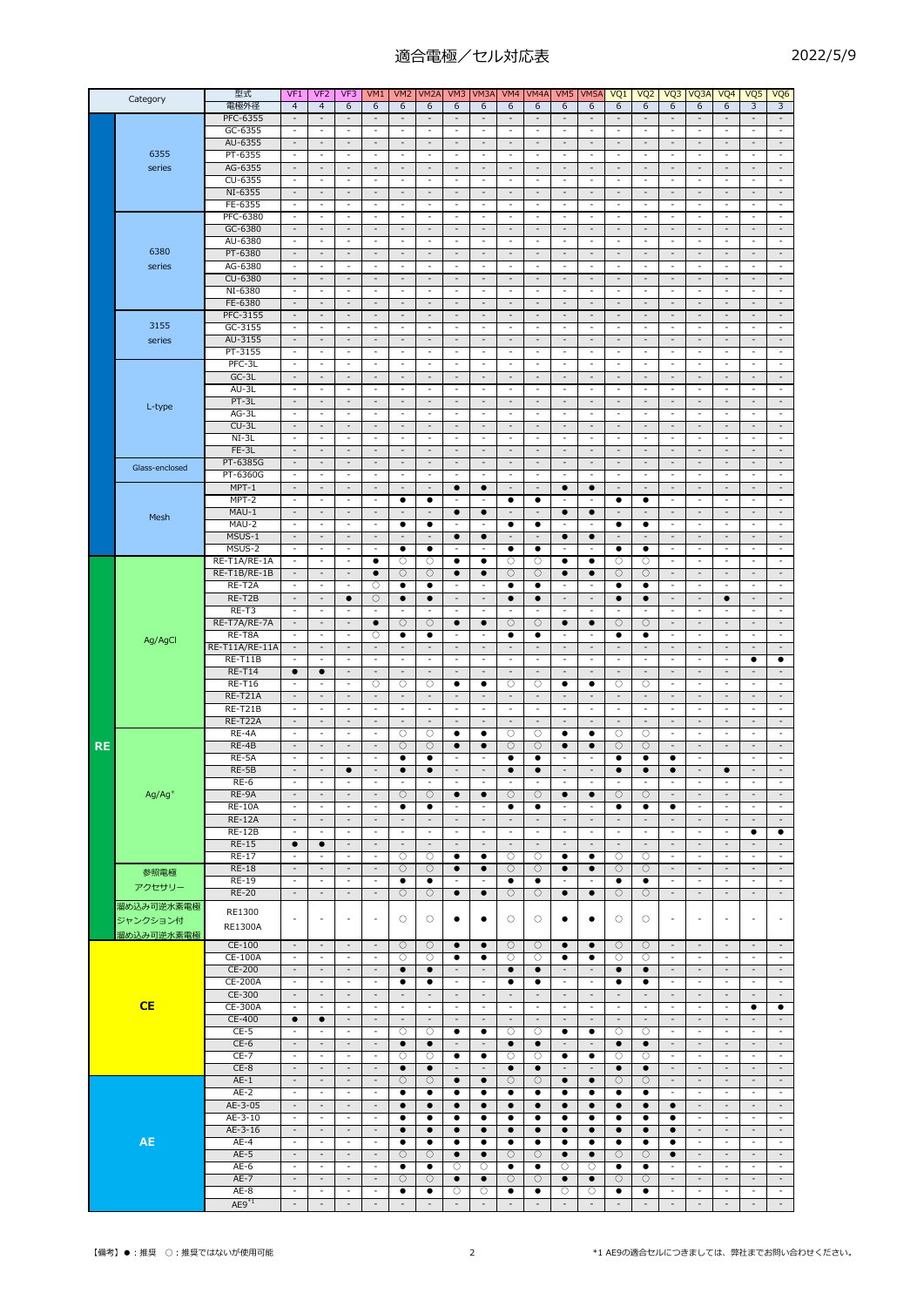# 適合電極／セル対応表

2022/5/9

| Category | | 型式 | VF1 | VF2 | VF3 | VM1 | VM2 | VM2A | VM3 | VM3A | VM4 | VM4A | VM5 | VM5A | VQ1 | VQ2 | VQ3 | VQ3A | VQ4 | VQ5 | VQ6 |
|---|---|---|---|---|---|---|---|---|---|---|---|---|---|---|---|---|---|---|---|---|---|
| | | 電極外径 | 4 | 4 | 6 | 6 | 6 | 6 | 6 | 6 | 6 | 6 | 6 | 6 | 6 | 6 | 6 | 6 | 6 | 3 | 3 |
| | 6355 series | PFC-6355 | - | - | - | - | - | - | - | - | - | - | - | - | - | - | - | - | - | - | - |
| | | GC-6355 | - | - | - | - | - | - | - | - | - | - | - | - | - | - | - | - | - | - | - |
| | | AU-6355 | - | - | - | - | - | - | - | - | - | - | - | - | - | - | - | - | - | - | - |
| | | PT-6355 | - | - | - | - | - | - | - | - | - | - | - | - | - | - | - | - | - | - | - |
| | | AG-6355 | - | - | - | - | - | - | - | - | - | - | - | - | - | - | - | - | - | - | - |
| | | CU-6355 | - | - | - | - | - | - | - | - | - | - | - | - | - | - | - | - | - | - | - |
| | | NI-6355 | - | - | - | - | - | - | - | - | - | - | - | - | - | - | - | - | - | - | - |
| | | FE-6355 | - | - | - | - | - | - | - | - | - | - | - | - | - | - | - | - | - | - | - |
| | 6380 series | PFC-6380 | - | - | - | - | - | - | - | - | - | - | - | - | - | - | - | - | - | - | - |
| | | GC-6380 | - | - | - | - | - | - | - | - | - | - | - | - | - | - | - | - | - | - | - |
| | | AU-6380 | - | - | - | - | - | - | - | - | - | - | - | - | - | - | - | - | - | - | - |
| | | PT-6380 | - | - | - | - | - | - | - | - | - | - | - | - | - | - | - | - | - | - | - |
| | | AG-6380 | - | - | - | - | - | - | - | - | - | - | - | - | - | - | - | - | - | - | - |
| | | CU-6380 | - | - | - | - | - | - | - | - | - | - | - | - | - | - | - | - | - | - | - |
| | | NI-6380 | - | - | - | - | - | - | - | - | - | - | - | - | - | - | - | - | - | - | - |
| | | FE-6380 | - | - | - | - | - | - | - | - | - | - | - | - | - | - | - | - | - | - | - |
| | 3155 series | PFC-3155 | - | - | - | - | - | - | - | - | - | - | - | - | - | - | - | - | - | - | - |
| | | GC-3155 | - | - | - | - | - | - | - | - | - | - | - | - | - | - | - | - | - | - | - |
| | | AU-3155 | - | - | - | - | - | - | - | - | - | - | - | - | - | - | - | - | - | - | - |
| | | PT-3155 | - | - | - | - | - | - | - | - | - | - | - | - | - | - | - | - | - | - | - |
| | L-type | PFC-3L | - | - | - | - | - | - | - | - | - | - | - | - | - | - | - | - | - | - | - |
| | | GC-3L | - | - | - | - | - | - | - | - | - | - | - | - | - | - | - | - | - | - | - |
| | | AU-3L | - | - | - | - | - | - | - | - | - | - | - | - | - | - | - | - | - | - | - |
| | | PT-3L | - | - | - | - | - | - | - | - | - | - | - | - | - | - | - | - | - | - | - |
| | | AG-3L | - | - | - | - | - | - | - | - | - | - | - | - | - | - | - | - | - | - | - |
| | | CU-3L | - | - | - | - | - | - | - | - | - | - | - | - | - | - | - | - | - | - | - |
| | | NI-3L | - | - | - | - | - | - | - | - | - | - | - | - | - | - | - | - | - | - | - |
| | | FE-3L | - | - | - | - | - | - | - | - | - | - | - | - | - | - | - | - | - | - | - |
| | Glass-enclosed | PT-6385G | - | - | - | - | - | - | - | - | - | - | - | - | - | - | - | - | - | - | - |
| | | PT-6360G | - | - | - | - | - | - | - | - | - | - | - | - | - | - | - | - | - | - | - |
| | Mesh | MPT-1 | - | - | - | - | - | - | ● | ● | - | - | ● | ● | - | - | - | - | - | - | - |
| | | MPT-2 | - | - | - | - | ● | ● | - | - | ● | ● | - | - | ● | ● | - | - | - | - | - |
| | | MAU-1 | - | - | - | - | - | - | ● | ● | - | - | ● | ● | - | - | - | - | - | - | - |
| | | MAU-2 | - | - | - | - | ● | ● | - | - | ● | ● | - | - | ● | ● | - | - | - | - | - |
| | | MSUS-1 | - | - | - | - | - | - | ● | ● | - | - | ● | ● | - | - | - | - | - | - | - |
| | | MSUS-2 | - | - | - | - | ● | ● | - | - | ● | ● | - | - | ● | ● | - | - | - | - | - |
| RE | Ag/AgCl | RE-T1A/RE-1A | - | - | - | ● | ○ | ○ | ● | ● | ○ | ○ | ● | ● | ○ | ○ | - | - | - | - | - |
| | | RE-T1B/RE-1B | - | - | - | ● | ○ | ○ | ● | ● | ○ | ○ | ● | ● | ○ | ○ | - | - | - | - | - |
| | | RE-T2A | - | - | - | ○ | ● | ● | - | - | ● | ● | - | - | ● | ● | - | - | - | - | - |
| | | RE-T2B | - | - | ● | ○ | ● | ● | - | - | ● | ● | - | - | ● | ● | - | - | ● | - | - |
| | | RE-T3 | - | - | - | - | - | - | - | - | - | - | - | - | - | - | - | - | - | - | - |
| | | RE-T7A/RE-7A | - | - | - | ● | ○ | ○ | ● | ● | ○ | ○ | ● | ● | ○ | ○ | - | - | - | - | - |
| | | RE-T8A | - | - | - | ○ | ● | ● | - | - | ● | ● | - | - | ● | ● | - | - | - | - | - |
| | | RE-T11A/RE-11A | - | - | - | - | - | - | - | - | - | - | - | - | - | - | - | - | - | - | - |
| | | RE-T11B | - | - | - | - | - | - | - | - | - | - | - | - | - | - | - | - | - | ● | ● |
| | | RE-T14 | ● | ● | - | - | - | - | - | - | - | - | - | - | - | - | - | - | - | - | - |
| | | RE-T16 | - | - | - | ○ | ○ | ○ | ● | ● | ○ | ○ | ● | ● | ○ | ○ | - | - | - | - | - |
| | | RE-T21A | - | - | - | - | - | - | - | - | - | - | - | - | - | - | - | - | - | - | - |
| | | RE-T21B | - | - | - | - | - | - | - | - | - | - | - | - | - | - | - | - | - | - | - |
| | | RE-T22A | - | - | - | - | - | - | - | - | - | - | - | - | - | - | - | - | - | - | - |
| | $Ag/Ag^+$ | RE-4A | - | - | - | - | ○ | ○ | ● | ● | ○ | ○ | ● | ● | ○ | ○ | - | - | - | - | - |
| | | RE-4B | - | - | - | - | ○ | ○ | ● | ● | ○ | ○ | ● | ● | ○ | ○ | - | - | - | - | - |
| | | RE-5A | - | - | - | - | ● | ● | - | - | ● | ● | - | - | ● | ● | ● | - | - | - | - |
| | | RE-5B | - | - | ● | - | ● | ● | - | - | ● | ● | - | - | ● | ● | ● | - | ● | - | - |
| | | RE-6 | - | - | - | - | - | - | - | - | - | - | - | - | - | - | - | - | - | - | - |
| | | RE-9A | - | - | - | - | ○ | ○ | ● | ● | ○ | ○ | ● | ● | ○ | ○ | - | - | - | - | - |
| | | RE-10A | - | - | - | - | ● | ● | - | - | ● | ● | - | - | ● | ● | ● | - | - | - | - |
| | | RE-12A | - | - | - | - | - | - | - | - | - | - | - | - | - | - | - | - | - | - | - |
| | | RE-12B | - | - | - | - | - | - | - | - | - | - | - | - | - | - | - | - | - | ● | ● |
| | | RE-15 | ● | ● | - | - | - | - | - | - | - | - | - | - | - | - | - | - | - | - | - |
| | | RE-17 | - | - | - | - | ○ | ○ | ● | ● | ○ | ○ | ● | ● | ○ | ○ | - | - | - | - | - |
| | 参照電極アクセサリー | RE-18 | - | - | - | - | ○ | ○ | ● | ● | ○ | ○ | ● | ● | ○ | ○ | - | - | - | - | - |
| | | RE-19 | - | - | - | - | ● | ● | - | - | ● | ● | - | - | ● | ● | - | - | - | - | - |
| | | RE-20 | - | - | - | - | ○ | ○ | ● | ● | ○ | ○ | ● | ● | ○ | ○ | - | - | - | - | - |
| | 湿め込み可逆水素電極 ジャンクション付 湿め込み可逆水素電極 | RE1300 RE1300A | - | - | - | - | ○ | ○ | ● | ● | ○ | ○ | ● | ● | ○ | ○ | - | - | - | - | - |
| CE | | CE-100 | - | - | - | - | ○ | ○ | ● | ● | ○ | ○ | ● | ● | ○ | ○ | - | - | - | - | - |
| | | CE-100A | - | - | - | - | ○ | ○ | ● | ● | ○ | ○ | ● | ● | ○ | ○ | - | - | - | - | - |
| | | CE-200 | - | - | - | - | ● | ● | - | - | ● | ● | - | - | ● | ● | - | - | - | - | - |
| | | CE-200A | - | - | - | - | ● | ● | - | - | ● | ● | - | - | ● | ● | - | - | - | - | - |
| | | CE-300 | - | - | - | - | - | - | - | - | - | - | - | - | - | - | - | - | - | - | - |
| | | CE-300A | - | - | - | - | - | - | - | - | - | - | - | - | - | - | - | - | - | ● | ● |
| | | CE-400 | ● | ● | - | - | - | - | - | - | - | - | - | - | - | - | - | - | - | - | - |
| | | CE-5 | - | - | - | - | ○ | ○ | ● | ● | ○ | ○ | ● | ● | ○ | ○ | - | - | - | - | - |
| | | CE-6 | - | - | - | - | ● | ● | - | - | ● | ● | - | - | ● | ● | - | - | - | - | - |
| | | CE-7 | - | - | - | - | ○ | ○ | ● | ● | ○ | ○ | ● | ● | ○ | ○ | - | - | - | - | - |
| | | CE-8 | - | - | - | - | ● | ● | - | - | ● | ● | - | - | ● | ● | - | - | - | - | - |
| AE | | AE-1 | - | - | - | - | ○ | ○ | ● | ● | ○ | ○ | ● | ● | ○ | ○ | - | - | - | - | - |
| | | AE-2 | - | - | - | - | ● | ● | ● | ● | ● | ● | ● | ● | ● | ● | - | - | - | - | - |
| | | AE-3-05 | - | - | - | - | ● | ● | ● | ● | ● | ● | ● | ● | ● | ● | ● | - | - | - | - |
| | | AE-3-10 | - | - | - | - | ● | ● | ● | ● | ● | ● | ● | ● | ● | ● | ● | - | - | - | - |
| | | AE-3-16 | - | - | - | - | ● | ● | ● | ● | ● | ● | ● | ● | ● | ● | ● | - | - | - | - |
| | | AE-4 | - | - | - | - | ● | ● | ● | ● | ● | ● | ● | ● | ● | ● | ● | - | - | - | - |
| | | AE-5 | - | - | - | - | ○ | ○ | ● | ● | ○ | ○ | ● | ● | ○ | ○ | ● | - | - | - | - |
| | | AE-6 | - | - | - | - | ● | ● | ○ | ○ | ● | ● | ○ | ○ | ● | ● | - | - | - | - | - |
| | | AE-7 | - | - | - | - | ○ | ○ | ● | ● | ○ | ○ | ● | ● | ○ | ○ | - | - | - | - | - |
| | | AE-8 | - | - | - | - | ● | ● | ○ | ○ | ● | ● | ○ | ○ | ● | ● | - | - | - | - | - |
| | | AE9*1 | - | - | - | - | - | - | - | - | - | - | - | - | - | - | - | - | - | - | - |

【備考】●：推奨　○：推奨ではないが使用可能

*1 AE9の適合セルにつきましては、弊社までお問い合わせください。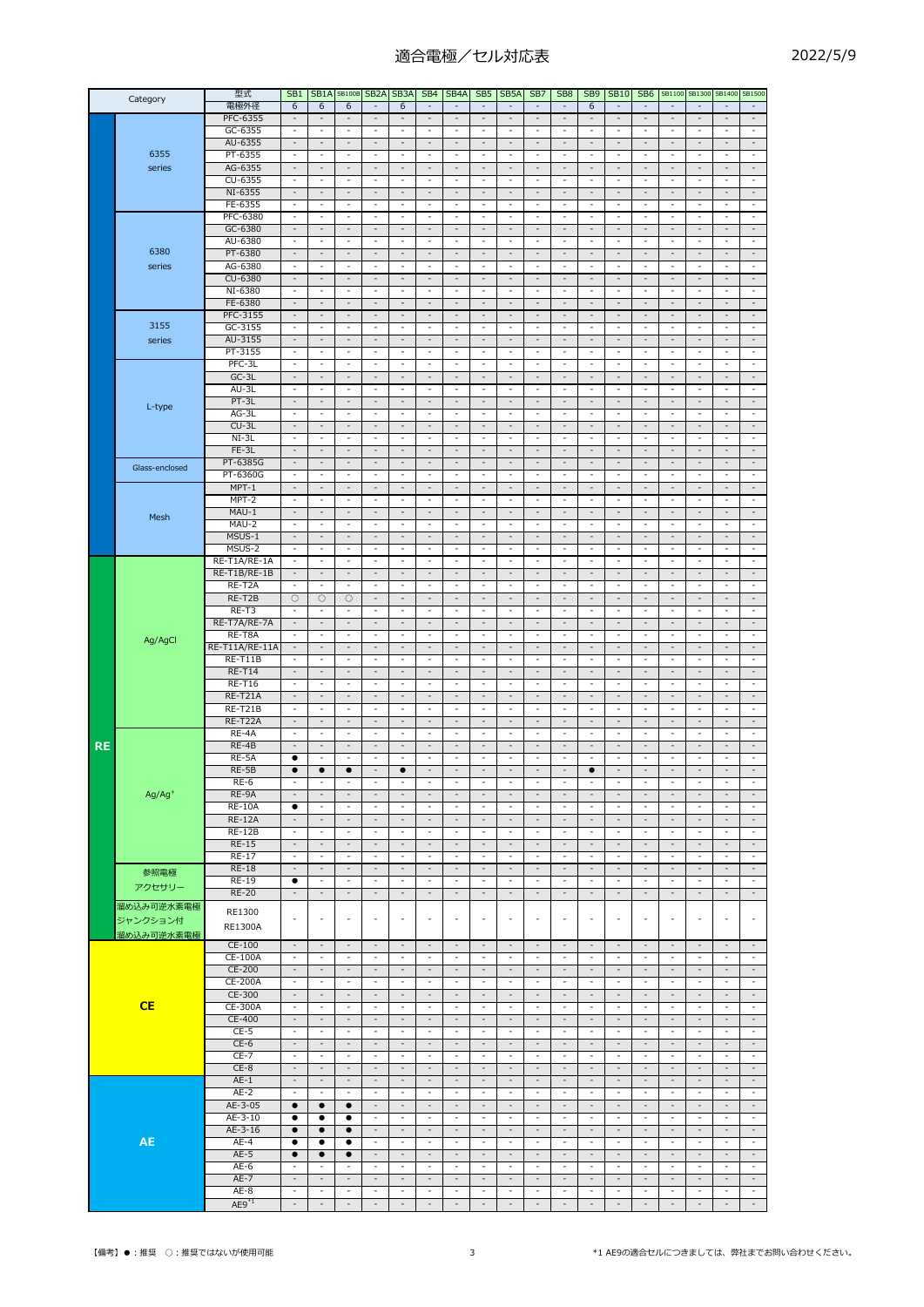# 適合電極／セル対応表

2022/5/9

| Category | | 型式 | SB1 | SB1A | SB100B | SB2A | SB3A | SB4 | SB4A | SB5 | SB5A | SB7 | SB8 | SB9 | SB10 | SB6 | SB1100 | SB1300 | SB1400 | SB1500 |
|---|---|---|---|---|---|---|---|---|---|---|---|---|---|---|---|---|---|---|---|---|
| | | 電極外径 | 6 | 6 | 6 | - | 6 | - | - | - | - | - | - | 6 | - | - | - | - | - | - |
| | 6355 series | PFC-6355 | - | - | - | - | - | - | - | - | - | - | - | - | - | - | - | - | - | - |
| | | GC-6355 | - | - | - | - | - | - | - | - | - | - | - | - | - | - | - | - | - | - |
| | | AU-6355 | - | - | - | - | - | - | - | - | - | - | - | - | - | - | - | - | - | - |
| | | PT-6355 | - | - | - | - | - | - | - | - | - | - | - | - | - | - | - | - | - | - |
| | | AG-6355 | - | - | - | - | - | - | - | - | - | - | - | - | - | - | - | - | - | - |
| | | CU-6355 | - | - | - | - | - | - | - | - | - | - | - | - | - | - | - | - | - | - |
| | | NI-6355 | - | - | - | - | - | - | - | - | - | - | - | - | - | - | - | - | - | - |
| | | FE-6355 | - | - | - | - | - | - | - | - | - | - | - | - | - | - | - | - | - | - |
| | 6380 series | PFC-6380 | - | - | - | - | - | - | - | - | - | - | - | - | - | - | - | - | - | - |
| | | GC-6380 | - | - | - | - | - | - | - | - | - | - | - | - | - | - | - | - | - | - |
| | | AU-6380 | - | - | - | - | - | - | - | - | - | - | - | - | - | - | - | - | - | - |
| | | PT-6380 | - | - | - | - | - | - | - | - | - | - | - | - | - | - | - | - | - | - |
| | | AG-6380 | - | - | - | - | - | - | - | - | - | - | - | - | - | - | - | - | - | - |
| | | CU-6380 | - | - | - | - | - | - | - | - | - | - | - | - | - | - | - | - | - | - |
| | | NI-6380 | - | - | - | - | - | - | - | - | - | - | - | - | - | - | - | - | - | - |
| | | FE-6380 | - | - | - | - | - | - | - | - | - | - | - | - | - | - | - | - | - | - |
| | 3155 series | PFC-3155 | - | - | - | - | - | - | - | - | - | - | - | - | - | - | - | - | - | - |
| | | GC-3155 | - | - | - | - | - | - | - | - | - | - | - | - | - | - | - | - | - | - |
| | | AU-3155 | - | - | - | - | - | - | - | - | - | - | - | - | - | - | - | - | - | - |
| | | PT-3155 | - | - | - | - | - | - | - | - | - | - | - | - | - | - | - | - | - | - |
| | L-type | PFC-3L | - | - | - | - | - | - | - | - | - | - | - | - | - | - | - | - | - | - |
| | | GC-3L | - | - | - | - | - | - | - | - | - | - | - | - | - | - | - | - | - | - |
| | | AU-3L | - | - | - | - | - | - | - | - | - | - | - | - | - | - | - | - | - | - |
| | | PT-3L | - | - | - | - | - | - | - | - | - | - | - | - | - | - | - | - | - | - |
| | | AG-3L | - | - | - | - | - | - | - | - | - | - | - | - | - | - | - | - | - | - |
| | | CU-3L | - | - | - | - | - | - | - | - | - | - | - | - | - | - | - | - | - | - |
| | | NI-3L | - | - | - | - | - | - | - | - | - | - | - | - | - | - | - | - | - | - |
| | | FE-3L | - | - | - | - | - | - | - | - | - | - | - | - | - | - | - | - | - | - |
| | Glass-enclosed | PT-6385G | - | - | - | - | - | - | - | - | - | - | - | - | - | - | - | - | - | - |
| | | PT-6360G | - | - | - | - | - | - | - | - | - | - | - | - | - | - | - | - | - | - |
| | Mesh | MPT-1 | - | - | - | - | - | - | - | - | - | - | - | - | - | - | - | - | - | - |
| | | MPT-2 | - | - | - | - | - | - | - | - | - | - | - | - | - | - | - | - | - | - |
| | | MAU-1 | - | - | - | - | - | - | - | - | - | - | - | - | - | - | - | - | - | - |
| | | MAU-2 | - | - | - | - | - | - | - | - | - | - | - | - | - | - | - | - | - | - |
| | | MSUS-1 | - | - | - | - | - | - | - | - | - | - | - | - | - | - | - | - | - | - |
| | | MSUS-2 | - | - | - | - | - | - | - | - | - | - | - | - | - | - | - | - | - | - |
| RE | Ag/AgCl | RE-T1A/RE-1A | - | - | - | - | - | - | - | - | - | - | - | - | - | - | - | - | - | - |
| | | RE-T1B/RE-1B | - | - | - | - | - | - | - | - | - | - | - | - | - | - | - | - | - | - |
| | | RE-T2A | - | - | - | - | - | - | - | - | - | - | - | - | - | - | - | - | - | - |
| | | RE-T2B | ○ | ○ | ○ | - | - | - | - | - | - | - | - | - | - | - | - | - | - | - |
| | | RE-T3 | - | - | - | - | - | - | - | - | - | - | - | - | - | - | - | - | - | - |
| | | RE-T7A/RE-7A | - | - | - | - | - | - | - | - | - | - | - | - | - | - | - | - | - | - |
| | | RE-T8A | - | - | - | - | - | - | - | - | - | - | - | - | - | - | - | - | - | - |
| | | RE-T11A/RE-11A | - | - | - | - | - | - | - | - | - | - | - | - | - | - | - | - | - | - |
| | | RE-T11B | - | - | - | - | - | - | - | - | - | - | - | - | - | - | - | - | - | - |
| | | RE-T14 | - | - | - | - | - | - | - | - | - | - | - | - | - | - | - | - | - | - |
| | | RE-T16 | - | - | - | - | - | - | - | - | - | - | - | - | - | - | - | - | - | - |
| | | RE-T21A | - | - | - | - | - | - | - | - | - | - | - | - | - | - | - | - | - | - |
| | | RE-T21B | - | - | - | - | - | - | - | - | - | - | - | - | - | - | - | - | - | - |
| | | RE-T22A | - | - | - | - | - | - | - | - | - | - | - | - | - | - | - | - | - | - |
| | $Ag/Ag^+$ | RE-4A | - | - | - | - | - | - | - | - | - | - | - | - | - | - | - | - | - | - |
| | | RE-4B | - | - | - | - | - | - | - | - | - | - | - | - | - | - | - | - | - | - |
| | | RE-5A | ● | - | - | - | - | - | - | - | - | - | - | - | - | - | - | - | - | - |
| | | RE-5B | ● | ● | ● | - | ● | - | - | - | - | - | - | ● | - | - | - | - | - | - |
| | | RE-6 | - | - | - | - | - | - | - | - | - | - | - | - | - | - | - | - | - | - |
| | | RE-9A | - | - | - | - | - | - | - | - | - | - | - | - | - | - | - | - | - | - |
| | | RE-10A | ● | - | - | - | - | - | - | - | - | - | - | - | - | - | - | - | - | - |
| | | RE-12A | - | - | - | - | - | - | - | - | - | - | - | - | - | - | - | - | - | - |
| | | RE-12B | - | - | - | - | - | - | - | - | - | - | - | - | - | - | - | - | - | - |
| | | RE-15 | - | - | - | - | - | - | - | - | - | - | - | - | - | - | - | - | - | - |
| | | RE-17 | - | - | - | - | - | - | - | - | - | - | - | - | - | - | - | - | - | - |
| | 参照電極アクセサリー | RE-18 | - | - | - | - | - | - | - | - | - | - | - | - | - | - | - | - | - | - |
| | | RE-19 | ● | - | - | - | - | - | - | - | - | - | - | - | - | - | - | - | - | - |
| | | RE-20 | - | - | - | - | - | - | - | - | - | - | - | - | - | - | - | - | - | - |
| | 湿め込み可逆水素電極 / ジャンクション付湿め込み可逆水素電極 | RE1300 / RE1300A | - | - | - | - | - | - | - | - | - | - | - | - | - | - | - | - | - | - |
| CE | | CE-100 | - | - | - | - | - | - | - | - | - | - | - | - | - | - | - | - | - | - |
| | | CE-100A | - | - | - | - | - | - | - | - | - | - | - | - | - | - | - | - | - | - |
| | | CE-200 | - | - | - | - | - | - | - | - | - | - | - | - | - | - | - | - | - | - |
| | | CE-200A | - | - | - | - | - | - | - | - | - | - | - | - | - | - | - | - | - | - |
| | | CE-300 | - | - | - | - | - | - | - | - | - | - | - | - | - | - | - | - | - | - |
| | | CE-300A | - | - | - | - | - | - | - | - | - | - | - | - | - | - | - | - | - | - |
| | | CE-400 | - | - | - | - | - | - | - | - | - | - | - | - | - | - | - | - | - | - |
| | | CE-5 | - | - | - | - | - | - | - | - | - | - | - | - | - | - | - | - | - | - |
| | | CE-6 | - | - | - | - | - | - | - | - | - | - | - | - | - | - | - | - | - | - |
| | | CE-7 | - | - | - | - | - | - | - | - | - | - | - | - | - | - | - | - | - | - |
| | | CE-8 | - | - | - | - | - | - | - | - | - | - | - | - | - | - | - | - | - | - |
| AE | | AE-1 | - | - | - | - | - | - | - | - | - | - | - | - | - | - | - | - | - | - |
| | | AE-2 | - | - | - | - | - | - | - | - | - | - | - | - | - | - | - | - | - | - |
| | | AE-3-05 | ● | ● | ● | - | - | - | - | - | - | - | - | - | - | - | - | - | - | - |
| | | AE-3-10 | ● | ● | ● | - | - | - | - | - | - | - | - | - | - | - | - | - | - | - |
| | | AE-3-16 | ● | ● | ● | - | - | - | - | - | - | - | - | - | - | - | - | - | - | - |
| | | AE-4 | ● | ● | ● | - | - | - | - | - | - | - | - | - | - | - | - | - | - | - |
| | | AE-5 | ● | ● | ● | - | - | - | - | - | - | - | - | - | - | - | - | - | - | - |
| | | AE-6 | - | - | - | - | - | - | - | - | - | - | - | - | - | - | - | - | - | - |
| | | AE-7 | - | - | - | - | - | - | - | - | - | - | - | - | - | - | - | - | - | - |
| | | AE-8 | - | - | - | - | - | - | - | - | - | - | - | - | - | - | - | - | - | - |
| | | AE9*1 | - | - | - | - | - | - | - | - | - | - | - | - | - | - | - | - | - | - |

【備考】●：推奨　○：推奨ではないが使用可能

*1 AE9の適合セルにつきましては、弊社までお問い合わせください。